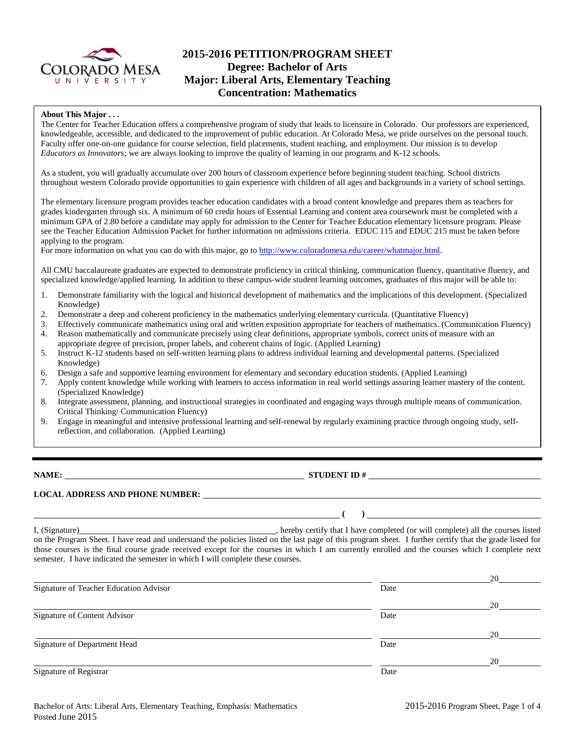# 2015-2016 PETITION/PROGRAM SHEET
## Degree: Bachelor of Arts
## Major: Liberal Arts, Elementary Teaching
## Concentration: Mathematics

**About This Major . . .**

The Center for Teacher Education offers a comprehensive program of study that leads to licensure in Colorado. Our professors are experienced, knowledgeable, accessible, and dedicated to the improvement of public education. At Colorado Mesa, we pride ourselves on the personal touch. Faculty offer one-on-one guidance for course selection, field placements, student teaching, and employment. Our mission is to develop *Educators as Innovators;* we are always looking to improve the quality of learning in our programs and K-12 schools.

As a student, you will gradually accumulate over 200 hours of classroom experience before beginning student teaching. School districts throughout western Colorado provide opportunities to gain experience with children of all ages and backgrounds in a variety of school settings.

The elementary licensure program provides teacher education candidates with a broad content knowledge and prepares them as teachers for grades kindergarten through six. A minimum of 60 credit hours of Essential Learning and content area coursework must be completed with a minimum GPA of 2.80 before a candidate may apply for admission to the Center for Teacher Education elementary licensure program. Please see the Teacher Education Admission Packet for further information on admissions criteria. EDUC 115 and EDUC 215 must be taken before applying to the program.

For more information on what you can do with this major, go to http://www.coloradomesa.edu/career/whatmajor.html.

All CMU baccalaureate graduates are expected to demonstrate proficiency in critical thinking, communication fluency, quantitative fluency, and specialized knowledge/applied learning. In addition to these campus-wide student learning outcomes, graduates of this major will be able to:

1. Demonstrate familiarity with the logical and historical development of mathematics and the implications of this development. (Specialized Knowledge)
2. Demonstrate a deep and coherent proficiency in the mathematics underlying elementary curricula. (Quantitative Fluency)
3. Effectively communicate mathematics using oral and written exposition appropriate for teachers of mathematics. (Communication Fluency)
4. Reason mathematically and communicate precisely using clear definitions, appropriate symbols, correct units of measure with an appropriate degree of precision, proper labels, and coherent chains of logic. (Applied Learning)
5. Instruct K-12 students based on self-written learning plans to address individual learning and developmental patterns. (Specialized Knowledge)
6. Design a safe and supportive learning environment for elementary and secondary education students. (Applied Learning)
7. Apply content knowledge while working with learners to access information in real world settings assuring learner mastery of the content. (Specialized Knowledge)
8. Integrate assessment, planning, and instructional strategies in coordinated and engaging ways through multiple means of communication. Critical Thinking/ Communication Fluency)
9. Engage in meaningful and intensive professional learning and self-renewal by regularly examining practice through ongoing study, self-reflection, and collaboration. (Applied Learning)

---

**NAME:** ______________________________ **STUDENT ID #** ______________________________

**LOCAL ADDRESS AND PHONE NUMBER:** ______________________________

______________________________ **( )** ______________________________

I, (Signature)______________________________, hereby certify that I have completed (or will complete) all the courses listed on the Program Sheet. I have read and understand the policies listed on the last page of this program sheet. I further certify that the grade listed for those courses is the final course grade received except for the courses in which I am currently enrolled and the courses which I complete next semester. I have indicated the semester in which I will complete these courses.

______________________________ ______________ 20______
Signature of Teacher Education Advisor Date

______________________________ ______________ 20______
Signature of Content Advisor Date

______________________________ ______________ 20______
Signature of Department Head Date

______________________________ ______________ 20______
Signature of Registrar Date

Bachelor of Arts: Liberal Arts, Elementary Teaching, Emphasis: Mathematics
Posted June 2015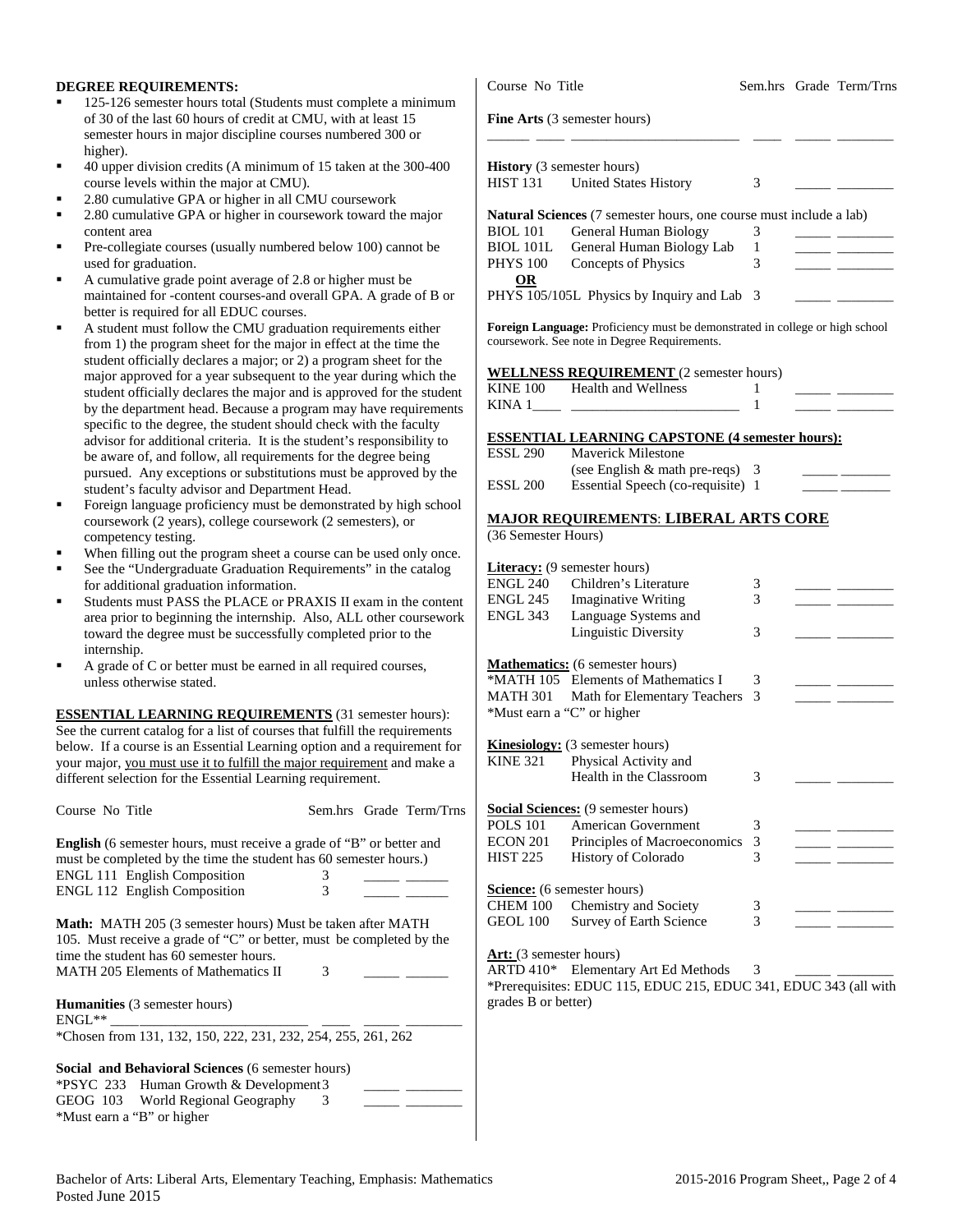**DEGREE REQUIREMENTS:**

- 125-126 semester hours total (Students must complete a minimum of 30 of the last 60 hours of credit at CMU, with at least 15 semester hours in major discipline courses numbered 300 or higher).
- 40 upper division credits (A minimum of 15 taken at the 300-400 course levels within the major at CMU).
- 2.80 cumulative GPA or higher in all CMU coursework
- 2.80 cumulative GPA or higher in coursework toward the major content area
- Pre-collegiate courses (usually numbered below 100) cannot be used for graduation.
- A cumulative grade point average of 2.8 or higher must be maintained for -content courses-and overall GPA. A grade of B or better is required for all EDUC courses.
- A student must follow the CMU graduation requirements either from 1) the program sheet for the major in effect at the time the student officially declares a major; or 2) a program sheet for the major approved for a year subsequent to the year during which the student officially declares the major and is approved for the student by the department head. Because a program may have requirements specific to the degree, the student should check with the faculty advisor for additional criteria. It is the student's responsibility to be aware of, and follow, all requirements for the degree being pursued. Any exceptions or substitutions must be approved by the student's faculty advisor and Department Head.
- Foreign language proficiency must be demonstrated by high school coursework (2 years), college coursework (2 semesters), or competency testing.
- When filling out the program sheet a course can be used only once.
- See the "Undergraduate Graduation Requirements" in the catalog for additional graduation information.
- Students must PASS the PLACE or PRAXIS II exam in the content area prior to beginning the internship. Also, ALL other coursework toward the degree must be successfully completed prior to the internship.
- A grade of C or better must be earned in all required courses, unless otherwise stated.

**ESSENTIAL LEARNING REQUIREMENTS** (31 semester hours): See the current catalog for a list of courses that fulfill the requirements below. If a course is an Essential Learning option and a requirement for your major, you must use it to fulfill the major requirement and make a different selection for the Essential Learning requirement.

| Course No | Title | Sem.hrs | Grade | Term/Trns |
|---|---|---|---|---|
| **English** (6 semester hours, must receive a grade of "B" or better and must be completed by the time the student has 60 semester hours.) | | | | |
| ENGL 111 | English Composition | 3 | | |
| ENGL 112 | English Composition | 3 | | |
| **Math:** MATH 205 (3 semester hours) Must be taken after MATH 105. Must receive a grade of "C" or better, must be completed by the time the student has 60 semester hours. | | | | |
| MATH 205 | Elements of Mathematics II | 3 | | |
| **Humanities** (3 semester hours) | | | | |
| ENGL** | | | | |
| *Chosen from 131, 132, 150, 222, 231, 232, 254, 255, 261, 262 | | | | |
| **Social and Behavioral Sciences** (6 semester hours) | | | | |
| *PSYC 233 | Human Growth & Development | 3 | | |
| GEOG 103 | World Regional Geography | 3 | | |
| *Must earn a "B" or higher | | | | |
| **Fine Arts** (3 semester hours) | | | | |
| | | | | |
| **History** (3 semester hours) | | | | |
| HIST 131 | United States History | 3 | | |
| **Natural Sciences** (7 semester hours, one course must include a lab) | | | | |
| BIOL 101 | General Human Biology | 3 | | |
| BIOL 101L | General Human Biology Lab | 1 | | |
| PHYS 100 | Concepts of Physics | 3 | | |
| **OR** | | | | |
| PHYS 105/105L | Physics by Inquiry and Lab | 3 | | |

**Foreign Language:** Proficiency must be demonstrated in college or high school coursework. See note in Degree Requirements.

**WELLNESS REQUIREMENT** (2 semester hours)

| Course No | Title | Sem.hrs | Grade | Term/Trns |
|---|---|---|---|---|
| KINE 100 | Health and Wellness | 1 | | |
| KINA 1____ | | 1 | | |

**ESSENTIAL LEARNING CAPSTONE (4 semester hours):**

| Course No | Title | Sem.hrs | Grade | Term/Trns |
|---|---|---|---|---|
| ESSL 290 | Maverick Milestone (see English & math pre-reqs) | 3 | | |
| ESSL 200 | Essential Speech (co-requisite) | 1 | | |

**MAJOR REQUIREMENTS: LIBERAL ARTS CORE**
(36 Semester Hours)

| Course No | Title | Sem.hrs | Grade | Term/Trns |
|---|---|---|---|---|
| **Literacy:** (9 semester hours) | | | | |
| ENGL 240 | Children's Literature | 3 | | |
| ENGL 245 | Imaginative Writing | 3 | | |
| ENGL 343 | Language Systems and Linguistic Diversity | 3 | | |
| **Mathematics:** (6 semester hours) | | | | |
| *MATH 105 | Elements of Mathematics I | 3 | | |
| MATH 301 | Math for Elementary Teachers | 3 | | |
| *Must earn a "C" or higher | | | | |
| **Kinesiology:** (3 semester hours) | | | | |
| KINE 321 | Physical Activity and Health in the Classroom | 3 | | |
| **Social Sciences:** (9 semester hours) | | | | |
| POLS 101 | American Government | 3 | | |
| ECON 201 | Principles of Macroeconomics | 3 | | |
| HIST 225 | History of Colorado | 3 | | |
| **Science:** (6 semester hours) | | | | |
| CHEM 100 | Chemistry and Society | 3 | | |
| GEOL 100 | Survey of Earth Science | 3 | | |
| **Art:** (3 semester hours) | | | | |
| ARTD 410* | Elementary Art Ed Methods | 3 | | |

*Prerequisites: EDUC 115, EDUC 215, EDUC 341, EDUC 343 (all with grades B or better)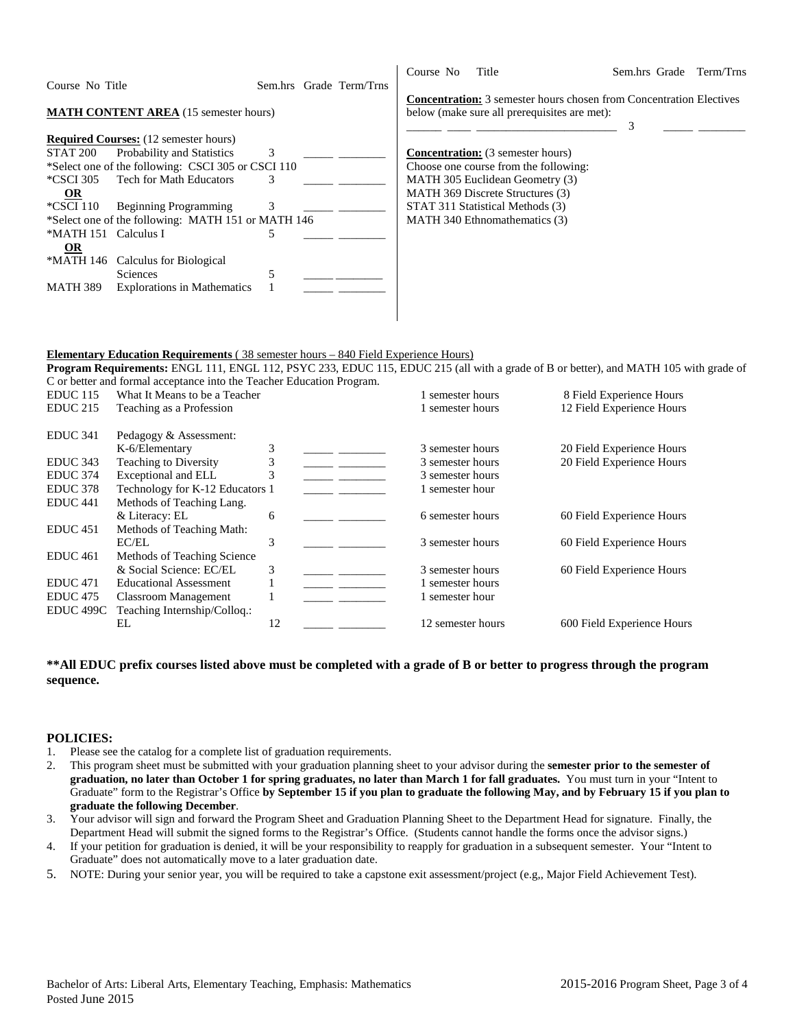| Course No | Title | Sem.hrs | Grade | Term/Trns |
|---|---|---|---|---|

**MATH CONTENT AREA** (15 semester hours)

**Required Courses:** (12 semester hours)

| Course No | Title | Sem.hrs | Grade | Term/Trns |
|---|---|---|---|---|
| STAT 200 | Probability and Statistics | 3 | _____ | ________ |
| *Select one of the following: CSCI 305 or CSCI 110 | | | | |
| *CSCI 305 | Tech for Math Educators | 3 | _____ | ________ |
| **OR** | | | | |
| *CSCI 110 | Beginning Programming | 3 | _____ | ________ |
| *Select one of the following: MATH 151 or MATH 146 | | | | |
| *MATH 151 | Calculus I | 5 | _____ | ________ |
| **OR** | | | | |
| *MATH 146 | Calculus for Biological Sciences | 5 | _____ | ________ |
| MATH 389 | Explorations in Mathematics | 1 | _____ | ________ |

| Course No | Title | Sem.hrs | Grade | Term/Trns |
|---|---|---|---|---|

**Concentration:** 3 semester hours chosen from Concentration Electives below (make sure all prerequisites are met):

| ______ | ____ ________________________ | 3 | _____ | ________ |
|---|---|---|---|---|

**Concentration:** (3 semester hours)
Choose one course from the following:
MATH 305 Euclidean Geometry (3)
MATH 369 Discrete Structures (3)
STAT 311 Statistical Methods (3)
MATH 340 Ethnomathematics (3)

**Elementary Education Requirements** ( 38 semester hours – 840 Field Experience Hours)
**Program Requirements:** ENGL 111, ENGL 112, PSYC 233, EDUC 115, EDUC 215 (all with a grade of B or better), and MATH 105 with grade of C or better and formal acceptance into the Teacher Education Program.

| Course No | Title | Sem.hrs | Grade | Term/Trns | Semester Hours | Field Experience Hours |
|---|---|---|---|---|---|---|
| EDUC 115 | What It Means to be a Teacher | | | | 1 semester hours | 8 Field Experience Hours |
| EDUC 215 | Teaching as a Profession | | | | 1 semester hours | 12 Field Experience Hours |
| EDUC 341 | Pedagogy & Assessment: K-6/Elementary | 3 | _____ | ________ | 3 semester hours | 20 Field Experience Hours |
| EDUC 343 | Teaching to Diversity | 3 | _____ | ________ | 3 semester hours | 20 Field Experience Hours |
| EDUC 374 | Exceptional and ELL | 3 | _____ | ________ | 3 semester hours | |
| EDUC 378 | Technology for K-12 Educators | 1 | _____ | ________ | 1 semester hour | |
| EDUC 441 | Methods of Teaching Lang. & Literacy: EL | 6 | _____ | ________ | 6 semester hours | 60 Field Experience Hours |
| EDUC 451 | Methods of Teaching Math: EC/EL | 3 | _____ | ________ | 3 semester hours | 60 Field Experience Hours |
| EDUC 461 | Methods of Teaching Science & Social Science: EC/EL | 3 | _____ | ________ | 3 semester hours | 60 Field Experience Hours |
| EDUC 471 | Educational Assessment | 1 | _____ | ________ | 1 semester hours | |
| EDUC 475 | Classroom Management | 1 | _____ | ________ | 1 semester hour | |
| EDUC 499C | Teaching Internship/Colloq.: EL | 12 | _____ | ________ | 12 semester hours | 600 Field Experience Hours |

**\*\*All EDUC prefix courses listed above must be completed with a grade of B or better to progress through the program sequence.**

**POLICIES:**

1. Please see the catalog for a complete list of graduation requirements.
2. This program sheet must be submitted with your graduation planning sheet to your advisor during the **semester prior to the semester of graduation, no later than October 1 for spring graduates, no later than March 1 for fall graduates.** You must turn in your "Intent to Graduate" form to the Registrar's Office **by September 15 if you plan to graduate the following May, and by February 15 if you plan to graduate the following December**.
3. Your advisor will sign and forward the Program Sheet and Graduation Planning Sheet to the Department Head for signature. Finally, the Department Head will submit the signed forms to the Registrar's Office. (Students cannot handle the forms once the advisor signs.)
4. If your petition for graduation is denied, it will be your responsibility to reapply for graduation in a subsequent semester. Your "Intent to Graduate" does not automatically move to a later graduation date.
5. NOTE: During your senior year, you will be required to take a capstone exit assessment/project (e.g,, Major Field Achievement Test).

Bachelor of Arts: Liberal Arts, Elementary Teaching, Emphasis: Mathematics
Posted June 2015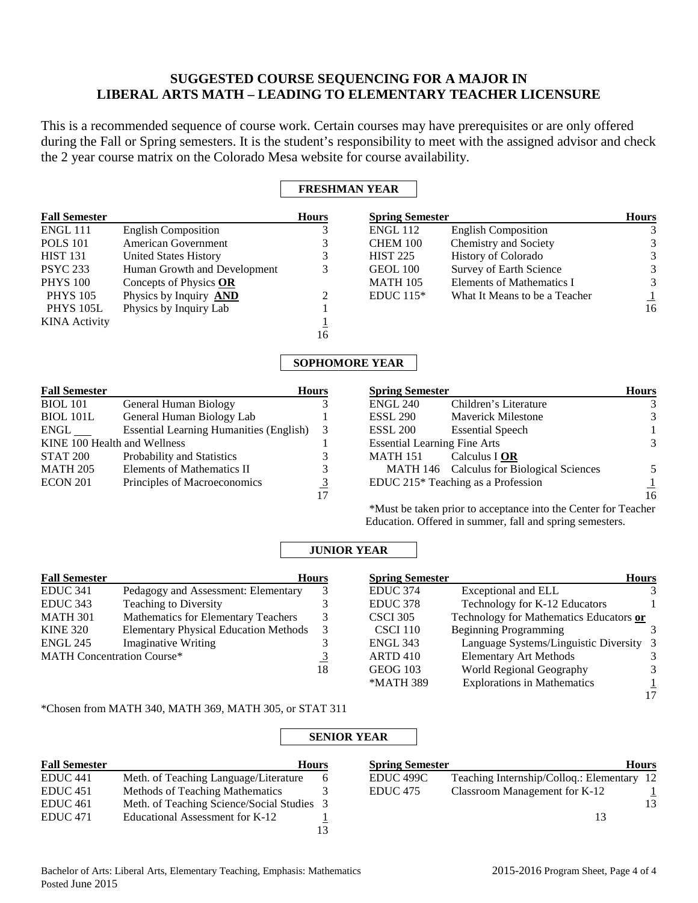# SUGGESTED COURSE SEQUENCING FOR A MAJOR IN LIBERAL ARTS MATH – LEADING TO ELEMENTARY TEACHER LICENSURE

This is a recommended sequence of course work. Certain courses may have prerequisites or are only offered during the Fall or Spring semesters. It is the student's responsibility to meet with the assigned advisor and check the 2 year course matrix on the Colorado Mesa website for course availability.

## FRESHMAN YEAR

| Fall Semester | | Hours |
|---|---|---|
| ENGL 111 | English Composition | 3 |
| POLS 101 | American Government | 3 |
| HIST 131 | United States History | 3 |
| PSYC 233 | Human Growth and Development | 3 |
| PHYS 100 | Concepts of Physics **OR** | |
| PHYS 105 | Physics by Inquiry **AND** | 2 |
| PHYS 105L | Physics by Inquiry Lab | 1 |
| KINA Activity | | 1 |
| | | 16 |

| Spring Semester | | Hours |
|---|---|---|
| ENGL 112 | English Composition | 3 |
| CHEM 100 | Chemistry and Society | 3 |
| HIST 225 | History of Colorado | 3 |
| GEOL 100 | Survey of Earth Science | 3 |
| MATH 105 | Elements of Mathematics I | 3 |
| EDUC 115* | What It Means to be a Teacher | 1 |
| | | 16 |

## SOPHOMORE YEAR

| Fall Semester | | Hours |
|---|---|---|
| BIOL 101 | General Human Biology | 3 |
| BIOL 101L | General Human Biology Lab | 1 |
| ENGL ___ | Essential Learning Humanities (English) | 3 |
| KINE 100 Health and Wellness | | 1 |
| STAT 200 | Probability and Statistics | 3 |
| MATH 205 | Elements of Mathematics II | 3 |
| ECON 201 | Principles of Macroeconomics | 3 |
| | | 17 |

| Spring Semester | | Hours |
|---|---|---|
| ENGL 240 | Children's Literature | 3 |
| ESSL 290 | Maverick Milestone | 3 |
| ESSL 200 | Essential Speech | 1 |
| Essential Learning Fine Arts | | 3 |
| MATH 151 | Calculus I **OR** | |
| MATH 146 | Calculus for Biological Sciences | 5 |
| EDUC 215* Teaching as a Profession | | 1 |
| | | 16 |

*Must be taken prior to acceptance into the Center for Teacher Education. Offered in summer, fall and spring semesters.

## JUNIOR YEAR

| Fall Semester | | Hours |
|---|---|---|
| EDUC 341 | Pedagogy and Assessment: Elementary | 3 |
| EDUC 343 | Teaching to Diversity | 3 |
| MATH 301 | Mathematics for Elementary Teachers | 3 |
| KINE 320 | Elementary Physical Education Methods | 3 |
| ENGL 245 | Imaginative Writing | 3 |
| MATH Concentration Course* | | 3 |
| | | 18 |

| Spring Semester | | Hours |
|---|---|---|
| EDUC 374 | Exceptional and ELL | 3 |
| EDUC 378 | Technology for K-12 Educators | 1 |
| CSCI 305 | Technology for Mathematics Educators **or** | |
| CSCI 110 | Beginning Programming | 3 |
| ENGL 343 | Language Systems/Linguistic Diversity | 3 |
| ARTD 410 | Elementary Art Methods | 3 |
| GEOG 103 | World Regional Geography | 3 |
| *MATH 389 | Explorations in Mathematics | 1 |
| | | 17 |

*Chosen from MATH 340, MATH 369, MATH 305, or STAT 311

## SENIOR YEAR

| Fall Semester | | Hours |
|---|---|---|
| EDUC 441 | Meth. of Teaching Language/Literature | 6 |
| EDUC 451 | Methods of Teaching Mathematics | 3 |
| EDUC 461 | Meth. of Teaching Science/Social Studies | 3 |
| EDUC 471 | Educational Assessment for K-12 | 1 |
| | | 13 |

| Spring Semester | | Hours |
|---|---|---|
| EDUC 499C | Teaching Internship/Colloq.: Elementary | 12 |
| EDUC 475 | Classroom Management for K-12 | 1 |
| | | 13 |

13

Bachelor of Arts: Liberal Arts, Elementary Teaching, Emphasis: Mathematics
Posted June 2015

2015-2016 Program Sheet, Page 4 of 4